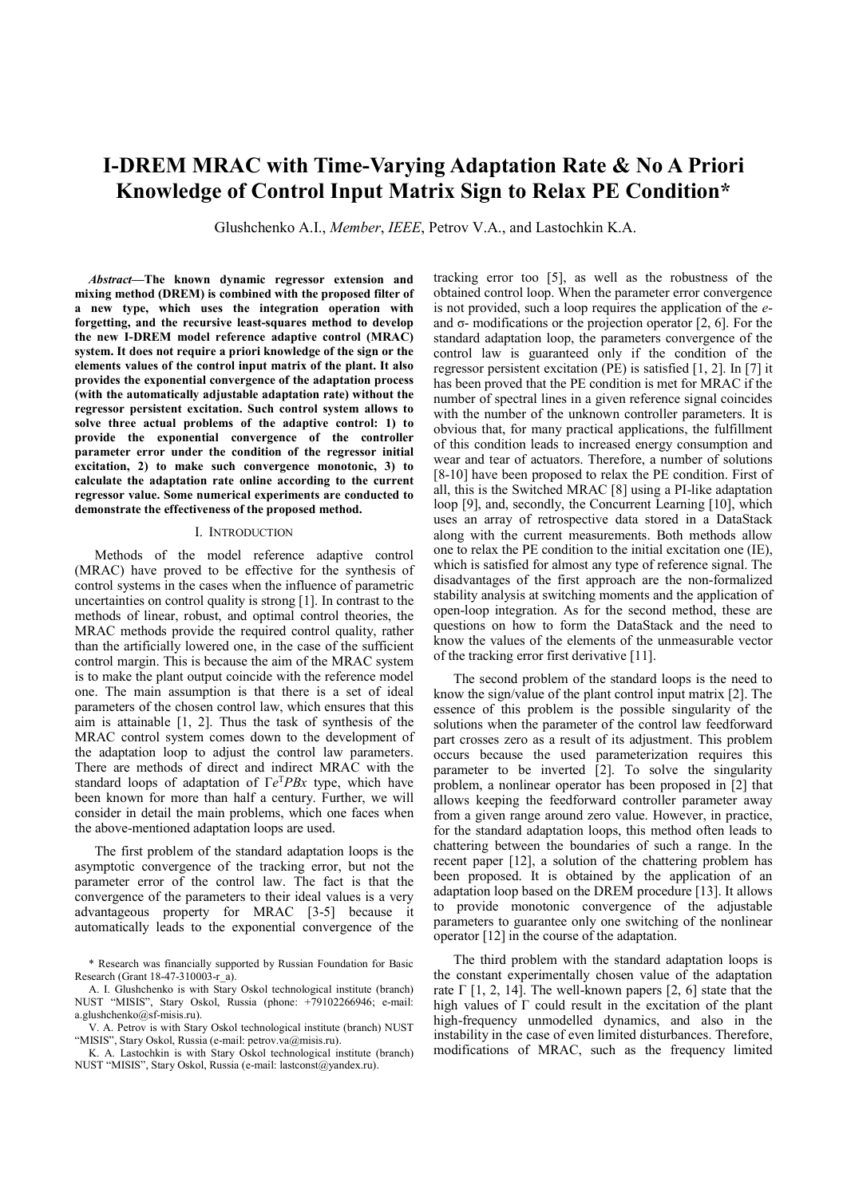# I-DREM MRAC with Time-Varying Adaptation Rate & No A Priori Knowledge of Control Input Matrix Sign to Relax PE Condition*

Glushchenko A.I., *Member*, *IEEE*, Petrov V.A., and Lastochkin K.A.

***Abstract*—The known dynamic regressor extension and mixing method (DREM) is combined with the proposed filter of a new type, which uses the integration operation with forgetting, and the recursive least-squares method to develop the new I-DREM model reference adaptive control (MRAC) system. It does not require a priori knowledge of the sign or the elements values of the control input matrix of the plant. It also provides the exponential convergence of the adaptation process (with the automatically adjustable adaptation rate) without the regressor persistent excitation. Such control system allows to solve three actual problems of the adaptive control: 1) to provide the exponential convergence of the controller parameter error under the condition of the regressor initial excitation, 2) to make such convergence monotonic, 3) to calculate the adaptation rate online according to the current regressor value. Some numerical experiments are conducted to demonstrate the effectiveness of the proposed method.**

## I. Introduction

Methods of the model reference adaptive control (MRAC) have proved to be effective for the synthesis of control systems in the cases when the influence of parametric uncertainties on control quality is strong [1]. In contrast to the methods of linear, robust, and optimal control theories, the MRAC methods provide the required control quality, rather than the artificially lowered one, in the case of the sufficient control margin. This is because the aim of the MRAC system is to make the plant output coincide with the reference model one. The main assumption is that there is a set of ideal parameters of the chosen control law, which ensures that this aim is attainable [1, 2]. Thus the task of synthesis of the MRAC control system comes down to the development of the adaptation loop to adjust the control law parameters. There are methods of direct and indirect MRAC with the standard loops of adaptation of $\Gamma e^{\mathrm{T}}PBx$ type, which have been known for more than half a century. Further, we will consider in detail the main problems, which one faces when the above-mentioned adaptation loops are used.

The first problem of the standard adaptation loops is the asymptotic convergence of the tracking error, but not the parameter error of the control law. The fact is that the convergence of the parameters to their ideal values is a very advantageous property for MRAC [3-5] because it automatically leads to the exponential convergence of the tracking error too [5], as well as the robustness of the obtained control loop. When the parameter error convergence is not provided, such a loop requires the application of the *e*- and σ- modifications or the projection operator [2, 6]. For the standard adaptation loop, the parameters convergence of the control law is guaranteed only if the condition of the regressor persistent excitation (PE) is satisfied [1, 2]. In [7] it has been proved that the PE condition is met for MRAC if the number of spectral lines in a given reference signal coincides with the number of the unknown controller parameters. It is obvious that, for many practical applications, the fulfillment of this condition leads to increased energy consumption and wear and tear of actuators. Therefore, a number of solutions [8-10] have been proposed to relax the PE condition. First of all, this is the Switched MRAC [8] using a PI-like adaptation loop [9], and, secondly, the Concurrent Learning [10], which uses an array of retrospective data stored in a DataStack along with the current measurements. Both methods allow one to relax the PE condition to the initial excitation one (IE), which is satisfied for almost any type of reference signal. The disadvantages of the first approach are the non-formalized stability analysis at switching moments and the application of open-loop integration. As for the second method, these are questions on how to form the DataStack and the need to know the values of the elements of the unmeasurable vector of the tracking error first derivative [11].

The second problem of the standard loops is the need to know the sign/value of the plant control input matrix [2]. The essence of this problem is the possible singularity of the solutions when the parameter of the control law feedforward part crosses zero as a result of its adjustment. This problem occurs because the used parameterization requires this parameter to be inverted [2]. To solve the singularity problem, a nonlinear operator has been proposed in [2] that allows keeping the feedforward controller parameter away from a given range around zero value. However, in practice, for the standard adaptation loops, this method often leads to chattering between the boundaries of such a range. In the recent paper [12], a solution of the chattering problem has been proposed. It is obtained by the application of an adaptation loop based on the DREM procedure [13]. It allows to provide monotonic convergence of the adjustable parameters to guarantee only one switching of the nonlinear operator [12] in the course of the adaptation.

The third problem with the standard adaptation loops is the constant experimentally chosen value of the adaptation rate Γ [1, 2, 14]. The well-known papers [2, 6] state that the high values of Γ could result in the excitation of the plant high-frequency unmodelled dynamics, and also in the instability in the case of even limited disturbances. Therefore, modifications of MRAC, such as the frequency limited

\* Research was financially supported by Russian Foundation for Basic Research (Grant 18-47-310003-r_a).

A. I. Glushchenko is with Stary Oskol technological institute (branch) NUST "MISIS", Stary Oskol, Russia (phone: +79102266946; e-mail: a.glushchenko@sf-misis.ru).

V. A. Petrov is with Stary Oskol technological institute (branch) NUST "MISIS", Stary Oskol, Russia (e-mail: petrov.va@misis.ru).

K. A. Lastochkin is with Stary Oskol technological institute (branch) NUST "MISIS", Stary Oskol, Russia (e-mail: lastconst@yandex.ru).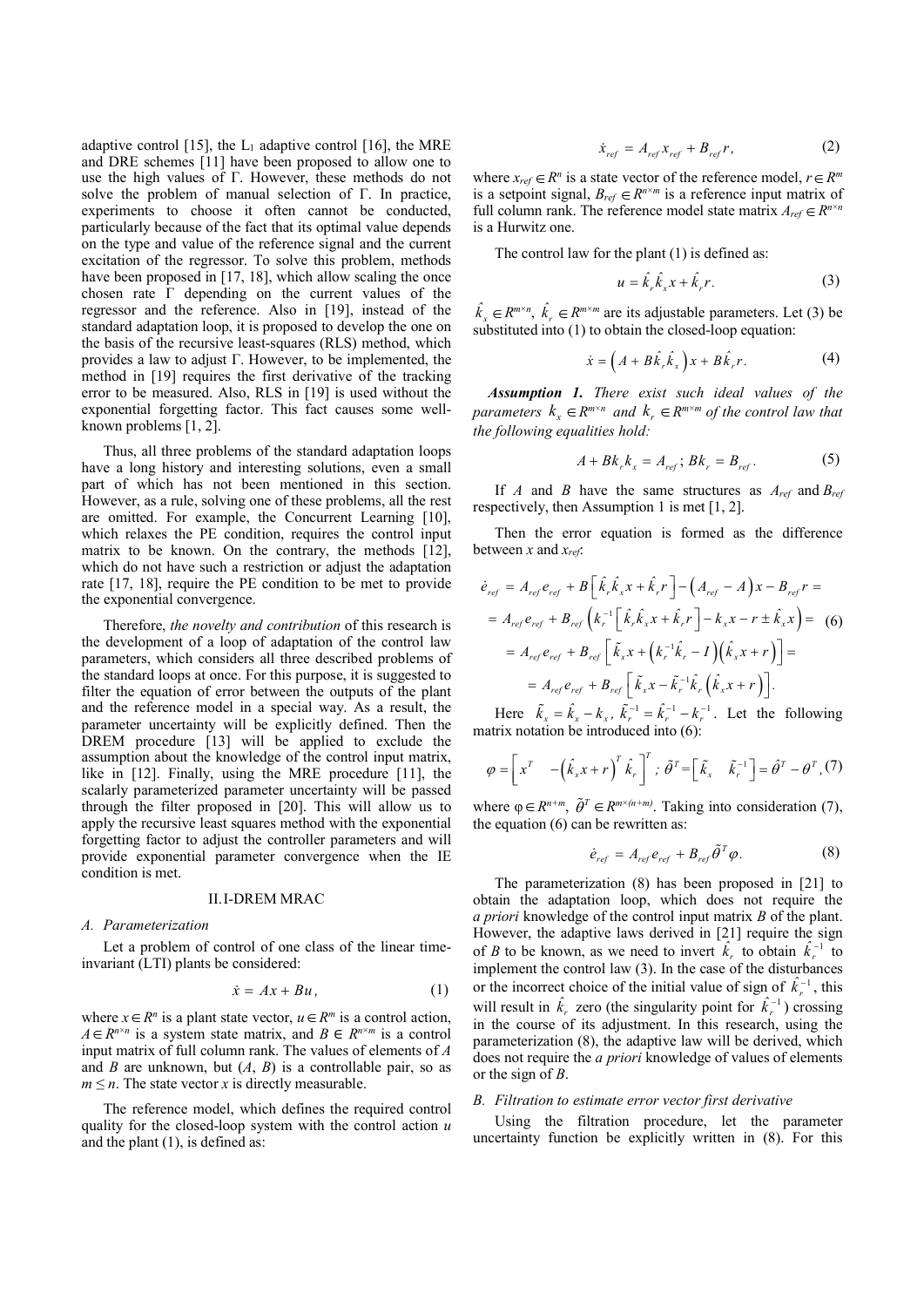adaptive control [15], the $L_1$ adaptive control [16], the MRE and DRE schemes [11] have been proposed to allow one to use the high values of Γ. However, these methods do not solve the problem of manual selection of Γ. In practice, experiments to choose it often cannot be conducted, particularly because of the fact that its optimal value depends on the type and value of the reference signal and the current excitation of the regressor. To solve this problem, methods have been proposed in [17, 18], which allow scaling the once chosen rate Γ depending on the current values of the regressor and the reference. Also in [19], instead of the standard adaptation loop, it is proposed to develop the one on the basis of the recursive least-squares (RLS) method, which provides a law to adjust Γ. However, to be implemented, the method in [19] requires the first derivative of the tracking error to be measured. Also, RLS in [19] is used without the exponential forgetting factor. This fact causes some well-known problems [1, 2].

Thus, all three problems of the standard adaptation loops have a long history and interesting solutions, even a small part of which has not been mentioned in this section. However, as a rule, solving one of these problems, all the rest are omitted. For example, the Concurrent Learning [10], which relaxes the PE condition, requires the control input matrix to be known. On the contrary, the methods [12], which do not have such a restriction or adjust the adaptation rate [17, 18], require the PE condition to be met to provide the exponential convergence.

Therefore, *the novelty and contribution* of this research is the development of a loop of adaptation of the control law parameters, which considers all three described problems of the standard loops at once. For this purpose, it is suggested to filter the equation of error between the outputs of the plant and the reference model in a special way. As a result, the parameter uncertainty will be explicitly defined. Then the DREM procedure [13] will be applied to exclude the assumption about the knowledge of the control input matrix, like in [12]. Finally, using the MRE procedure [11], the scalarly parameterized parameter uncertainty will be passed through the filter proposed in [20]. This will allow us to apply the recursive least squares method with the exponential forgetting factor to adjust the controller parameters and will provide exponential parameter convergence when the IE condition is met.

## II. I-DREM MRAC

### A. Parameterization

Let a problem of control of one class of the linear time-invariant (LTI) plants be considered:

$$\dot{x} = Ax + Bu, \tag{1}$$

where $x \in R^n$ is a plant state vector, $u \in R^m$ is a control action, $A \in R^{n \times n}$ is a system state matrix, and $B \in R^{n \times m}$ is a control input matrix of full column rank. The values of elements of $A$ and $B$ are unknown, but $(A, B)$ is a controllable pair, so as $m \leq n$. The state vector $x$ is directly measurable.

The reference model, which defines the required control quality for the closed-loop system with the control action $u$ and the plant (1), is defined as:

$$\dot{x}_{ref} = A_{ref} x_{ref} + B_{ref} r, \tag{2}$$

where $x_{ref} \in R^n$ is a state vector of the reference model, $r \in R^m$ is a setpoint signal, $B_{ref} \in R^{n \times m}$ is a reference input matrix of full column rank. The reference model state matrix $A_{ref} \in R^{n \times n}$ is a Hurwitz one.

The control law for the plant (1) is defined as:

$$u = \hat{k}_r \hat{k}_x x + \hat{k}_r r. \tag{3}$$

$\hat{k}_x \in R^{m \times n}$, $\hat{k}_r \in R^{m \times m}$ are its adjustable parameters. Let (3) be substituted into (1) to obtain the closed-loop equation:

$$\dot{x} = \left( A + B\hat{k}_r \hat{k}_x \right) x + B\hat{k}_r r. \tag{4}$$

***Assumption 1.*** *There exist such ideal values of the parameters $k_x \in R^{m \times n}$ and $k_r \in R^{m \times m}$ of the control law that the following equalities hold:*

$$A + Bk_r k_x = A_{ref}; \; Bk_r = B_{ref}. \tag{5}$$

If $A$ and $B$ have the same structures as $A_{ref}$ and $B_{ref}$ respectively, then Assumption 1 is met [1, 2].

Then the error equation is formed as the difference between $x$ and $x_{ref}$:

$$\begin{aligned}
\dot{e}_{ref} &= A_{ref} e_{ref} + B\left[ \hat{k}_r \hat{k}_x x + \hat{k}_r r \right] - \left( A_{ref} - A \right) x - B_{ref} r = \\
&= A_{ref} e_{ref} + B_{ref} \left( k_r^{-1} \left[ \hat{k}_r \hat{k}_x x + \hat{k}_r r \right] - k_x x - r \pm \hat{k}_x x \right) = \\
&= A_{ref} e_{ref} + B_{ref} \left[ \tilde{k}_x x + \left( k_r^{-1} \hat{k}_r - I \right) \left( \hat{k}_x x + r \right) \right] = \\
&= A_{ref} e_{ref} + B_{ref} \left[ \tilde{k}_x x - \tilde{k}_r^{-1} \hat{k}_r \left( \hat{k}_x x + r \right) \right].
\end{aligned} \tag{6}$$

Here $\tilde{k}_x = \hat{k}_x - k_x$, $\tilde{k}_r^{-1} = \hat{k}_r^{-1} - k_r^{-1}$. Let the following matrix notation be introduced into (6):

$$\varphi = \begin{bmatrix} x^T & -\left( \hat{k}_x x + r \right)^T \hat{k}_r^T \end{bmatrix}^T; \; \tilde{\theta}^T = \begin{bmatrix} \tilde{k}_x & \tilde{k}_r^{-1} \end{bmatrix} = \hat{\theta}^T - \theta^T, \tag{7}$$

where $\varphi \in R^{n+m}$, $\tilde{\theta}^T \in R^{m \times (n+m)}$. Taking into consideration (7), the equation (6) can be rewritten as:

$$\dot{e}_{ref} = A_{ref} e_{ref} + B_{ref} \tilde{\theta}^T \varphi. \tag{8}$$

The parameterization (8) has been proposed in [21] to obtain the adaptation loop, which does not require the *a priori* knowledge of the control input matrix $B$ of the plant. However, the adaptive laws derived in [21] require the sign of $B$ to be known, as we need to invert $\hat{k}_r$ to obtain $\hat{k}_r^{-1}$ to implement the control law (3). In the case of the disturbances or the incorrect choice of the initial value of sign of $\hat{k}_r^{-1}$, this will result in $\hat{k}_r$ zero (the singularity point for $\hat{k}_r^{-1}$) crossing in the course of its adjustment. In this research, using the parameterization (8), the adaptive law will be derived, which does not require the *a priori* knowledge of values of elements or the sign of $B$.

### B. Filtration to estimate error vector first derivative

Using the filtration procedure, let the parameter uncertainty function be explicitly written in (8). For this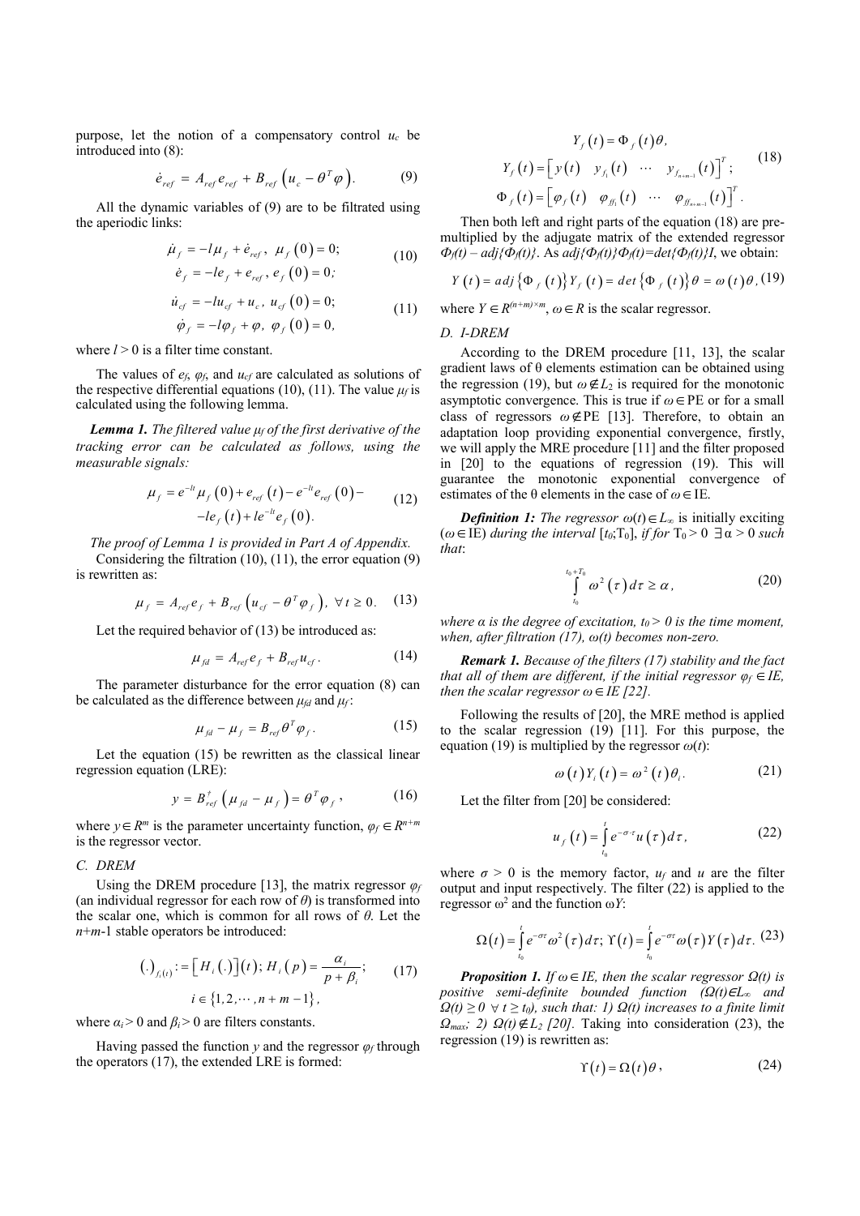purpose, let the notion of a compensatory control $u_c$ be introduced into (8):

$$\dot{e}_{ref} = A_{ref} e_{ref} + B_{ref} \left( u_c - \theta^T \varphi \right). \qquad (9)$$

All the dynamic variables of (9) are to be filtrated using the aperiodic links:

$$\begin{gathered} \dot{\mu}_f = -l\mu_f + \dot{e}_{ref},\ \mu_f(0) = 0; \\ \dot{e}_f = -le_f + e_{ref},\ e_f(0) = 0; \end{gathered} \qquad (10)$$

$$\begin{gathered} \dot{u}_{cf} = -lu_{cf} + u_c,\ u_{cf}(0) = 0; \\ \dot{\varphi}_f = -l\varphi_f + \varphi,\ \varphi_f(0) = 0, \end{gathered} \qquad (11)$$

where $l > 0$ is a filter time constant.

The values of $e_f$, $\varphi_f$, and $u_{cf}$ are calculated as solutions of the respective differential equations (10), (11). The value $\mu_f$ is calculated using the following lemma.

***Lemma 1.*** *The filtered value $\mu_f$ of the first derivative of the tracking error can be calculated as follows, using the measurable signals:*

$$\begin{gathered} \mu_f = e^{-lt}\mu_f(0) + e_{ref}(t) - e^{-lt}e_{ref}(0) - \\ -le_f(t) + le^{-lt}e_f(0). \end{gathered} \qquad (12)$$

*The proof of Lemma 1 is provided in Part A of Appendix.*

Considering the filtration (10), (11), the error equation (9) is rewritten as:

$$\mu_f = A_{ref} e_f + B_{ref} \left( u_{cf} - \theta^T \varphi_f \right),\ \forall t \geq 0. \qquad (13)$$

Let the required behavior of (13) be introduced as:

$$\mu_{fd} = A_{ref} e_f + B_{ref} u_{cf}. \qquad (14)$$

The parameter disturbance for the error equation (8) can be calculated as the difference between $\mu_{fd}$ and $\mu_f$:

$$\mu_{fd} - \mu_f = B_{ref} \theta^T \varphi_f. \qquad (15)$$

Let the equation (15) be rewritten as the classical linear regression equation (LRE):

$$y = B_{ref}^{\dagger} \left( \mu_{fd} - \mu_f \right) = \theta^T \varphi_f, \qquad (16)$$

where $y \in R^m$ is the parameter uncertainty function, $\varphi_f \in R^{n+m}$ is the regressor vector.

## C. DREM

Using the DREM procedure [13], the matrix regressor $\varphi_f$ (an individual regressor for each row of $\theta$) is transformed into the scalar one, which is common for all rows of $\theta$. Let the $n+m$-1 stable operators be introduced:

$$\begin{gathered} (.)_{f_i(t)} := \left[ H_i(.) \right](t);\ H_i(p) = \frac{\alpha_i}{p + \beta_i}; \\ i \in \{1, 2, \cdots, n+m-1\}, \end{gathered} \qquad (17)$$

where $\alpha_i > 0$ and $\beta_i > 0$ are filters constants.

Having passed the function $y$ and the regressor $\varphi_f$ through the operators (17), the extended LRE is formed:

$$\begin{gathered} Y_f(t) = \Phi_f(t)\theta, \\ Y_f(t) = \begin{bmatrix} y(t) & y_{f_1}(t) & \cdots & y_{f_{n+m-1}}(t) \end{bmatrix}^T; \\ \Phi_f(t) = \begin{bmatrix} \varphi_f(t) & \varphi_{ff_1}(t) & \cdots & \varphi_{ff_{n+m-1}}(t) \end{bmatrix}^T. \end{gathered} \qquad (18)$$

Then both left and right parts of the equation (18) are pre-multiplied by the adjugate matrix of the extended regressor $\Phi_f(t) - adj\{\Phi_f(t)\}$. As $adj\{\Phi_f(t)\}\Phi_f(t) = det\{\Phi_f(t)\}I$, we obtain:

$$Y(t) = adj\{\Phi_f(t)\} Y_f(t) = det\{\Phi_f(t)\}\theta = \omega(t)\theta, \qquad (19)$$

where $Y \in R^{(n+m)\times m}$, $\omega \in R$ is the scalar regressor.

## D. I-DREM

According to the DREM procedure [11, 13], the scalar gradient laws of θ elements estimation can be obtained using the regression (19), but $\omega \notin L_2$ is required for the monotonic asymptotic convergence. This is true if $\omega \in$ PE or for a small class of regressors $\omega \notin$ PE [13]. Therefore, to obtain an adaptation loop providing exponential convergence, firstly, we will apply the MRE procedure [11] and the filter proposed in [20] to the equations of regression (19). This will guarantee the monotonic exponential convergence of estimates of the θ elements in the case of $\omega \in$ IE.

***Definition 1:*** *The regressor $\omega(t) \in L_\infty$ is initially exciting ($\omega \in$ IE) during the interval $[t_0; T_0]$, if for $T_0 > 0$ $\exists\, \alpha > 0$ such that*:

$$\int_{t_0}^{t_0+T_0} \omega^2(\tau)\, d\tau \geq \alpha, \qquad (20)$$

*where α is the degree of excitation, $t_0 > 0$ is the time moment, when, after filtration (17), ω(t) becomes non-zero.*

***Remark 1.*** *Because of the filters (17) stability and the fact that all of them are different, if the initial regressor $\varphi_f \in IE$, then the scalar regressor $\omega \in IE$ [22].*

Following the results of [20], the MRE method is applied to the scalar regression (19) [11]. For this purpose, the equation (19) is multiplied by the regressor $\omega(t)$:

$$\omega(t) Y_i(t) = \omega^2(t)\theta_i. \qquad (21)$$

Let the filter from [20] be considered:

$$u_f(t) = \int_{t_0}^{t} e^{-\sigma \cdot \tau} u(\tau)\, d\tau, \qquad (22)$$

where $\sigma > 0$ is the memory factor, $u_f$ and $u$ are the filter output and input respectively. The filter (22) is applied to the regressor $\omega^2$ and the function $\omega Y$:

$$\Omega(t) = \int_{t_0}^{t} e^{-\sigma\tau}\omega^2(\tau)\, d\tau;\ \Upsilon(t) = \int_{t_0}^{t} e^{-\sigma\tau}\omega(\tau) Y(\tau)\, d\tau. \qquad (23)$$

***Proposition 1.*** *If $\omega \in IE$, then the scalar regressor $\Omega(t)$ is positive semi-definite bounded function ($\Omega(t) \in L_\infty$ and $\Omega(t) \geq 0\ \forall\, t \geq t_0$), such that: 1) $\Omega(t)$ increases to a finite limit $\Omega_{max}$; 2) $\Omega(t) \notin L_2$ [20].* Taking into consideration (23), the regression (19) is rewritten as:

$$\Upsilon(t) = \Omega(t)\theta, \qquad (24)$$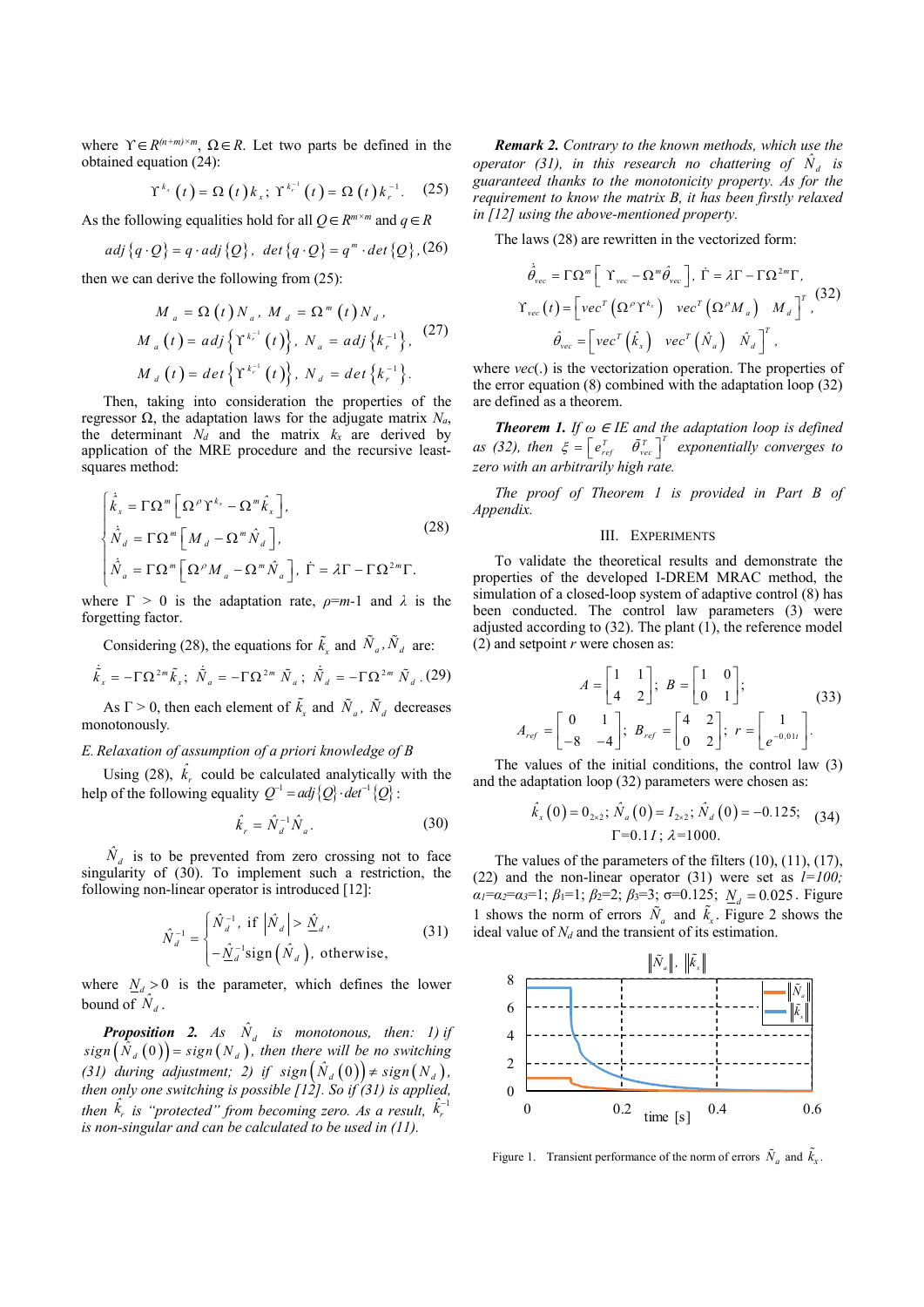where $\Upsilon \in R^{(n+m)\times m}$, $\Omega \in R$. Let two parts be defined in the obtained equation (24):

$$\Upsilon^{k_x}(t) = \Omega(t)k_x;\ \Upsilon^{k_r^{-1}}(t) = \Omega(t)k_r^{-1}. \quad (25)$$

As the following equalities hold for all $Q \in R^{m\times m}$ and $q \in R$

$$adj\{q\cdot Q\} = q\cdot adj\{Q\},\ det\{q\cdot Q\} = q^m \cdot det\{Q\}, \quad (26)$$

then we can derive the following from (25):

$$\begin{gathered} M_a = \Omega(t)N_a,\ M_d = \Omega^m(t)N_d, \\ M_a(t) = adj\left\{\Upsilon^{k_r^{-1}}(t)\right\},\ N_a = adj\left\{k_r^{-1}\right\}, \\ M_d(t) = det\left\{\Upsilon^{k_r^{-1}}(t)\right\},\ N_d = det\left\{k_r^{-1}\right\}. \end{gathered} \quad (27)$$

Then, taking into consideration the properties of the regressor $\Omega$, the adaptation laws for the adjugate matrix $N_a$, the determinant $N_d$ and the matrix $k_x$ are derived by application of the MRE procedure and the recursive least-squares method:

$$\begin{cases} \dot{\hat{k}}_x = \Gamma\Omega^m\left[\Omega^\rho\Upsilon^{k_x} - \Omega^m\hat{k}_x\right], \\ \dot{\hat{N}}_d = \Gamma\Omega^m\left[M_d - \Omega^m\hat{N}_d\right], \\ \dot{\hat{N}}_a = \Gamma\Omega^m\left[\Omega^\rho M_a - \Omega^m\hat{N}_a\right],\ \dot{\Gamma} = \lambda\Gamma - \Gamma\Omega^{2m}\Gamma. \end{cases} \quad (28)$$

where $\Gamma > 0$ is the adaptation rate, $\rho$=$m$-1 and $\lambda$ is the forgetting factor.

Considering (28), the equations for $\tilde{k}_x$ and $\tilde{N}_a, \tilde{N}_d$ are:

$$\dot{\tilde{k}}_x = -\Gamma\Omega^{2m}\tilde{k}_x;\ \dot{\tilde{N}}_a = -\Gamma\Omega^{2m}\tilde{N}_a;\ \dot{\tilde{N}}_d = -\Gamma\Omega^{2m}\tilde{N}_d. \quad (29)$$

As $\Gamma > 0$, then each element of $\tilde{k}_x$ and $\tilde{N}_a$, $\tilde{N}_d$ decreases monotonously.

*E. Relaxation of assumption of a priori knowledge of B*

Using (28), $\hat{k}_r$ could be calculated analytically with the help of the following equality $Q^{-1} = adj\{Q\}\cdot det^{-1}\{Q\}$:

$$\hat{k}_r = \hat{N}_d^{-1}\hat{N}_a. \quad (30)$$

$\hat{N}_d$ is to be prevented from zero crossing not to face singularity of (30). To implement such a restriction, the following non-linear operator is introduced [12]:

$$\hat{N}_d^{-1} = \begin{cases} \hat{N}_d^{-1},\ \text{if } \left|\hat{N}_d\right| > \underline{N}_d, \\ -\underline{\hat{N}}_d^{-1}\text{sign}\left(\hat{N}_d\right),\ \text{otherwise}, \end{cases} \quad (31)$$

where $\underline{N}_d > 0$ is the parameter, which defines the lower bound of $\hat{N}_d$.

***Proposition 2.*** *As $\hat{N}_d$ is monotonous, then: 1) if $sign\left(\hat{N}_d(0)\right) = sign\left(N_d\right)$, then there will be no switching (31) during adjustment; 2) if $sign\left(\hat{N}_d(0)\right) \neq sign\left(N_d\right)$, then only one switching is possible [12]. So if (31) is applied, then $\hat{k}_r$ is "protected" from becoming zero. As a result, $\hat{k}_r^{-1}$ is non-singular and can be calculated to be used in (11).*

***Remark 2.*** *Contrary to the known methods, which use the operator (31), in this research no chattering of $\hat{N}_d$ is guaranteed thanks to the monotonicity property. As for the requirement to know the matrix B, it has been firstly relaxed in [12] using the above-mentioned property.*

The laws (28) are rewritten in the vectorized form:

$$\begin{gathered} \dot{\hat{\theta}}_{vec} = \Gamma\Omega^m\left[\Upsilon_{vec} - \Omega^m\hat{\theta}_{vec}\right],\ \dot{\Gamma} = \lambda\Gamma - \Gamma\Omega^{2m}\Gamma, \\ \Upsilon_{vec}(t) = \left[vec^T\left(\Omega^\rho\Upsilon^{k_x}\right)\ \ vec^T\left(\Omega^\rho M_a\right)\ \ M_d\right]^T, \\ \hat{\theta}_{vec} = \left[vec^T\left(\hat{k}_x\right)\ \ vec^T\left(\hat{N}_a\right)\ \ \hat{N}_d\right]^T, \end{gathered} \quad (32)$$

where $vec(.)$ is the vectorization operation. The properties of the error equation (8) combined with the adaptation loop (32) are defined as a theorem.

***Theorem 1.*** *If $\omega \in IE$ and the adaptation loop is defined as (32), then $\xi = \left[e_{ref}^T\ \ \tilde{\theta}_{vec}^T\right]^T$ exponentially converges to zero with an arbitrarily high rate.*

*The proof of Theorem 1 is provided in Part B of Appendix.*

## III. Experiments

To validate the theoretical results and demonstrate the properties of the developed I-DREM MRAC method, the simulation of a closed-loop system of adaptive control (8) has been conducted. The control law parameters (3) were adjusted according to (32). The plant (1), the reference model (2) and setpoint $r$ were chosen as:

$$\begin{gathered} A = \begin{bmatrix} 1 & 1 \\ 4 & 2 \end{bmatrix};\ B = \begin{bmatrix} 1 & 0 \\ 0 & 1 \end{bmatrix}; \\ A_{ref} = \begin{bmatrix} 0 & 1 \\ -8 & -4 \end{bmatrix};\ B_{ref} = \begin{bmatrix} 4 & 2 \\ 0 & 2 \end{bmatrix};\ r = \begin{bmatrix} 1 \\ e^{-0{,}01t} \end{bmatrix}. \end{gathered} \quad (33)$$

The values of the initial conditions, the control law (3) and the adaptation loop (32) parameters were chosen as:

$$\begin{gathered} \hat{k}_x(0) = 0_{2\times 2};\ \hat{N}_a(0) = I_{2\times 2};\ \hat{N}_d(0) = -0.125; \\ \Gamma = 0.1I;\ \lambda = 1000. \end{gathered} \quad (34)$$

The values of the parameters of the filters (10), (11), (17), (22) and the non-linear operator (31) were set as $l=100$; $\alpha_1=\alpha_2=\alpha_3=1$; $\beta_1=1$; $\beta_2=2$; $\beta_3=3$; $\sigma=0.125$; $\underline{N}_d = 0.025$. Figure 1 shows the norm of errors $\tilde{N}_a$ and $\tilde{k}_x$. Figure 2 shows the ideal value of $N_d$ and the transient of its estimation.

Figure 1. Transient performance of the norm of errors $\tilde{N}_a$ and $\tilde{k}_x$.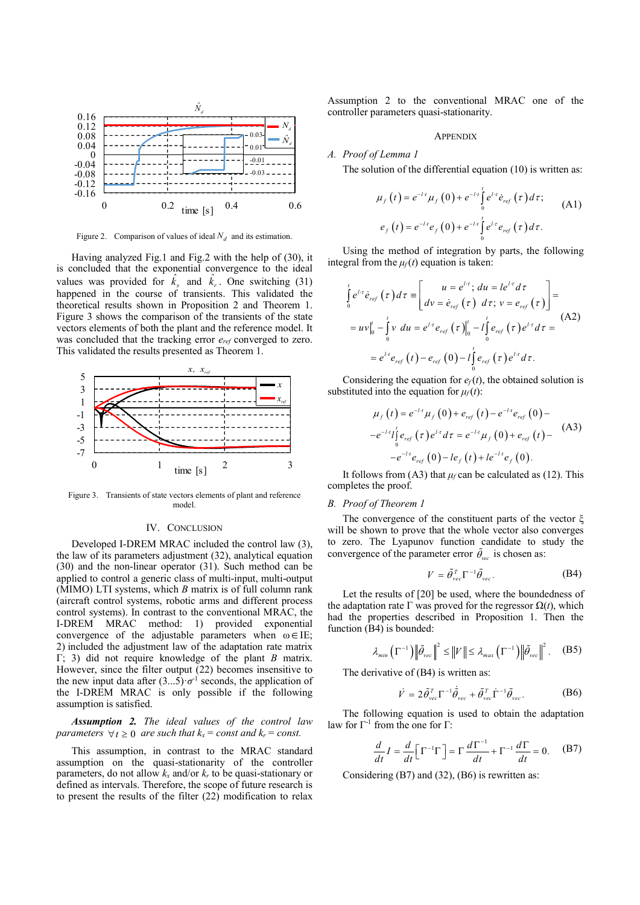Figure 2. Comparison of values of ideal $N_d$ and its estimation.

Having analyzed Fig.1 and Fig.2 with the help of (30), it is concluded that the exponential convergence to the ideal values was provided for $\hat{k}_x$ and $\hat{k}_r$. One switching (31) happened in the course of transients. This validated the theoretical results shown in Proposition 2 and Theorem 1. Figure 3 shows the comparison of the transients of the state vectors elements of both the plant and the reference model. It was concluded that the tracking error $e_{ref}$ converged to zero. This validated the results presented as Theorem 1.

Figure 3. Transients of state vectors elements of plant and reference model.

## IV. Conclusion

Developed I-DREM MRAC included the control law (3), the law of its parameters adjustment (32), analytical equation (30) and the non-linear operator (31). Such method can be applied to control a generic class of multi-input, multi-output (MIMO) LTI systems, which $B$ matrix is of full column rank (aircraft control systems, robotic arms and different process control systems). In contrast to the conventional MRAC, the I-DREM MRAC method: 1) provided exponential convergence of the adjustable parameters when $\omega \in$ IE; 2) included the adjustment law of the adaptation rate matrix $\Gamma$; 3) did not require knowledge of the plant $B$ matrix. However, since the filter output (22) becomes insensitive to the new input data after $(3...5)\cdot\sigma^{-1}$ seconds, the application of the I-DREM MRAC is only possible if the following assumption is satisfied.

***Assumption 2.*** *The ideal values of the control law parameters* $\forall t \geq 0$ *are such that* $k_x = const$ *and* $k_r = const$.

This assumption, in contrast to the MRAC standard assumption on the quasi-stationarity of the controller parameters, do not allow $k_x$ and/or $k_r$ to be quasi-stationary or defined as intervals. Therefore, the scope of future research is to present the results of the filter (22) modification to relax Assumption 2 to the conventional MRAC one of the controller parameters quasi-stationarity.

## Appendix

### A. Proof of Lemma 1

The solution of the differential equation (10) is written as:

$$\mu_f(t) = e^{-l\cdot t}\mu_f(0) + e^{-l\cdot t}\int_0^t e^{l\cdot\tau}\dot{e}_{ref}(\tau)d\tau; \qquad \text{(A1)}$$
$$e_f(t) = e^{-l\cdot t}e_f(0) + e^{-l\cdot t}\int_0^t e^{l\cdot\tau}e_{ref}(\tau)d\tau.$$

Using the method of integration by parts, the following integral from the $\mu_f(t)$ equation is taken:

$$\int_0^t e^{l\cdot\tau}\dot{e}_{ref}(\tau)d\tau \equiv \begin{bmatrix} u = e^{l\cdot\tau};\ du = le^{l\cdot\tau}d\tau \\ dv = \dot{e}_{ref}(\tau)\ d\tau;\ v = e_{ref}(\tau) \end{bmatrix} =$$
$$= uv\big|_0^t - \int_0^t v\ du = e^{l\cdot\tau}e_{ref}(\tau)\big|_0^t - l\int_0^t e_{ref}(\tau)e^{l\cdot\tau}d\tau = \qquad \text{(A2)}$$
$$= e^{l\cdot t}e_{ref}(t) - e_{ref}(0) - l\int_0^t e_{ref}(\tau)e^{l\cdot\tau}d\tau.$$

Considering the equation for $e_f(t)$, the obtained solution is substituted into the equation for $\mu_f(t)$:

$$\mu_f(t) = e^{-l\cdot t}\mu_f(0) + e_{ref}(t) - e^{-l\cdot t}e_{ref}(0) -$$
$$-e^{-l\cdot t}l\int_0^t e_{ref}(\tau)e^{l\cdot\tau}d\tau = e^{-l\cdot t}\mu_f(0) + e_{ref}(t) - \qquad \text{(A3)}$$
$$-e^{-l\cdot t}e_{ref}(0) - le_f(t) + le^{-l\cdot t}e_f(0).$$

It follows from (A3) that $\mu_f$ can be calculated as (12). This completes the proof.

### B. Proof of Theorem 1

The convergence of the constituent parts of the vector $\xi$ will be shown to prove that the whole vector also converges to zero. The Lyapunov function candidate to study the convergence of the parameter error $\tilde{\theta}_{vec}$ is chosen as:

$$V = \tilde{\theta}_{vec}^T\Gamma^{-1}\tilde{\theta}_{vec}. \qquad \text{(B4)}$$

Let the results of [20] be used, where the boundedness of the adaptation rate $\Gamma$ was proved for the regressor $\Omega(t)$, which had the properties described in Proposition 1. Then the function (B4) is bounded:

$$\lambda_{min}\left(\Gamma^{-1}\right)\left\|\tilde{\theta}_{vec}\right\|^2 \leq \|V\| \leq \lambda_{max}\left(\Gamma^{-1}\right)\left\|\tilde{\theta}_{vec}\right\|^2. \qquad \text{(B5)}$$

The derivative of (B4) is written as:

$$\dot{V} = 2\tilde{\theta}_{vec}^T\Gamma^{-1}\dot{\tilde{\theta}}_{vec} + \tilde{\theta}_{vec}^T\dot{\Gamma}^{-1}\tilde{\theta}_{vec}. \qquad \text{(B6)}$$

The following equation is used to obtain the adaptation law for $\Gamma^{-1}$ from the one for $\Gamma$:

$$\frac{d}{dt}I = \frac{d}{dt}\left[\Gamma^{-1}\Gamma\right] = \Gamma\frac{d\Gamma^{-1}}{dt} + \Gamma^{-1}\frac{d\Gamma}{dt} = 0. \qquad \text{(B7)}$$

Considering (B7) and (32), (B6) is rewritten as: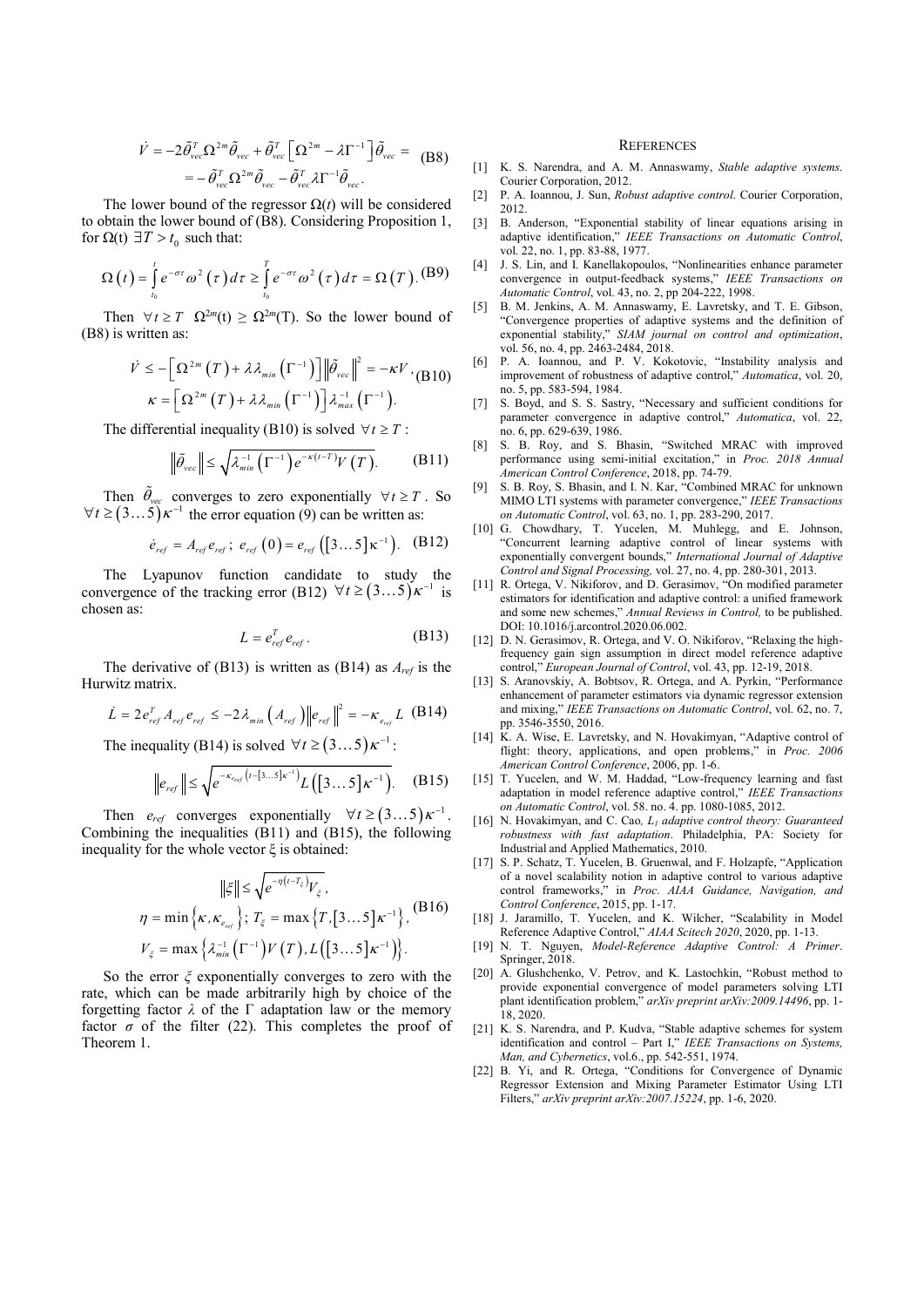$$\dot{V} = -2\tilde{\theta}_{vec}^{T}\Omega^{2m}\tilde{\theta}_{vec} + \tilde{\theta}_{vec}^{T}\left[\Omega^{2m} - \lambda\Gamma^{-1}\right]\tilde{\theta}_{vec} = \\ = -\tilde{\theta}_{vec}^{T}\Omega^{2m}\tilde{\theta}_{vec} - \tilde{\theta}_{vec}^{T}\lambda\Gamma^{-1}\tilde{\theta}_{vec}. \quad \text{(B8)}$$

The lower bound of the regressor $\Omega(t)$ will be considered to obtain the lower bound of (B8). Considering Proposition 1, for $\Omega(t)$ $\exists T > t_0$ such that:

$$\Omega(t) = \int_{t_0}^{t} e^{-\sigma\tau}\omega^2(\tau)\,d\tau \geq \int_{t_0}^{T} e^{-\sigma\tau}\omega^2(\tau)\,d\tau = \Omega(T). \quad \text{(B9)}$$

Then $\forall t \geq T$ $\Omega^{2m}(t) \geq \Omega^{2m}(T)$. So the lower bound of (B8) is written as:

$$\dot{V} \leq -\left[\Omega^{2m}(T) + \lambda\lambda_{min}\left(\Gamma^{-1}\right)\right]\left\|\tilde{\theta}_{vec}\right\|^2 = -\kappa V, \\ \kappa = \left[\Omega^{2m}(T) + \lambda\lambda_{min}\left(\Gamma^{-1}\right)\right]\lambda_{max}^{-1}\left(\Gamma^{-1}\right). \quad \text{(B10)}$$

The differential inequality (B10) is solved $\forall t \geq T$ :

$$\left\|\tilde{\theta}_{vec}\right\| \leq \sqrt{\lambda_{min}^{-1}\left(\Gamma^{-1}\right)e^{-\kappa(t-T)}V(T)}. \quad \text{(B11)}$$

Then $\tilde{\theta}_{vec}$ converges to zero exponentially $\forall t \geq T$ . So $\forall t \geq (3\ldots5)\kappa^{-1}$ the error equation (9) can be written as:

$$\dot{e}_{ref} = A_{ref}e_{ref};\; e_{ref}(0) = e_{ref}\left([3\ldots5]\kappa^{-1}\right). \quad \text{(B12)}$$

The Lyapunov function candidate to study the convergence of the tracking error (B12) $\forall t \geq (3\ldots5)\kappa^{-1}$ is chosen as:

$$L = e_{ref}^{T}e_{ref}. \quad \text{(B13)}$$

The derivative of (B13) is written as (B14) as $A_{ref}$ is the Hurwitz matrix.

$$\dot{L} = 2e_{ref}^{T}A_{ref}e_{ref} \leq -2\lambda_{min}\left(A_{ref}\right)\left\|e_{ref}\right\|^2 = -\kappa_{e_{ref}}L \quad \text{(B14)}$$

The inequality (B14) is solved $\forall t \geq (3\ldots5)\kappa^{-1}$:

$$\left\|e_{ref}\right\| \leq \sqrt{e^{-\kappa_{e_{ref}}\left(t-[3\ldots5]\kappa^{-1}\right)}L\left([3\ldots5]\kappa^{-1}\right)}. \quad \text{(B15)}$$

Then $e_{ref}$ converges exponentially $\forall t \geq (3\ldots5)\kappa^{-1}$. Combining the inequalities (B11) and (B15), the following inequality for the whole vector ξ is obtained:

$$\|\xi\| \leq \sqrt{e^{-\eta\left(t-T_{\xi}\right)}V_{\xi}}, \\ \eta = \min\left\{\kappa, \kappa_{e_{ref}}\right\};\; T_{\xi} = \max\left\{T, [3\ldots5]\kappa^{-1}\right\}, \\ V_{\xi} = \max\left\{\lambda_{min}^{-1}\left(\Gamma^{-1}\right)V(T), L\left([3\ldots5]\kappa^{-1}\right)\right\}. \quad \text{(B16)}$$

So the error $\xi$ exponentially converges to zero with the rate, which can be made arbitrarily high by choice of the forgetting factor $\lambda$ of the $\Gamma$ adaptation law or the memory factor $\sigma$ of the filter (22). This completes the proof of Theorem 1.

## References

[1] K. S. Narendra, and A. M. Annaswamy, *Stable adaptive systems*. Courier Corporation, 2012.

[2] P. A. Ioannou, J. Sun, *Robust adaptive control*. Courier Corporation, 2012.

[3] B. Anderson, "Exponential stability of linear equations arising in adaptive identification," *IEEE Transactions on Automatic Control*, vol. 22, no. 1, pp. 83-88, 1977.

[4] J. S. Lin, and I. Kanellakopoulos, "Nonlinearities enhance parameter convergence in output-feedback systems," *IEEE Transactions on Automatic Control*, vol. 43, no. 2, pp 204-222, 1998.

[5] B. M. Jenkins, A. M. Annaswamy, E. Lavretsky, and T. E. Gibson, "Convergence properties of adaptive systems and the definition of exponential stability," *SIAM journal on control and optimization*, vol. 56, no. 4, pp. 2463-2484, 2018.

[6] P. A. Ioannou, and P. V. Kokotovic, "Instability analysis and improvement of robustness of adaptive control," *Automatica*, vol. 20, no. 5, pp. 583-594, 1984.

[7] S. Boyd, and S. S. Sastry, "Necessary and sufficient conditions for parameter convergence in adaptive control," *Automatica*, vol. 22, no. 6, pp. 629-639, 1986.

[8] S. B. Roy, and S. Bhasin, "Switched MRAC with improved performance using semi-initial excitation," in *Proc. 2018 Annual American Control Conference*, 2018, pp. 74-79.

[9] S. B. Roy, S. Bhasin, and I. N. Kar, "Combined MRAC for unknown MIMO LTI systems with parameter convergence," *IEEE Transactions on Automatic Control*, vol. 63, no. 1, pp. 283-290, 2017.

[10] G. Chowdhary, T. Yucelen, M. Muhlegg, and E. Johnson, "Concurrent learning adaptive control of linear systems with exponentially convergent bounds," *International Journal of Adaptive Control and Signal Processing,* vol. 27, no. 4, pp. 280-301, 2013.

[11] R. Ortega, V. Nikiforov, and D. Gerasimov, "On modified parameter estimators for identification and adaptive control: a unified framework and some new schemes," *Annual Reviews in Control,* to be published. DOI: 10.1016/j.arcontrol.2020.06.002.

[12] D. N. Gerasimov, R. Ortega, and V. O. Nikiforov, "Relaxing the high-frequency gain sign assumption in direct model reference adaptive control," *European Journal of Control*, vol. 43, pp. 12-19, 2018.

[13] S. Aranovskiy, A. Bobtsov, R. Ortega, and A. Pyrkin, "Performance enhancement of parameter estimators via dynamic regressor extension and mixing," *IEEE Transactions on Automatic Control*, vol. 62, no. 7, pp. 3546-3550, 2016.

[14] K. A. Wise, E. Lavretsky, and N. Hovakimyan, "Adaptive control of flight: theory, applications, and open problems," in *Proc. 2006 American Control Conference*, 2006, pp. 1-6.

[15] T. Yucelen, and W. M. Haddad, "Low-frequency learning and fast adaptation in model reference adaptive control," *IEEE Transactions on Automatic Control*, vol. 58. no. 4. pp. 1080-1085, 2012.

[16] N. Hovakimyan, and C. Cao*, $L_1$ adaptive control theory: Guaranteed robustness with fast adaptation*. Philadelphia, PA: Society for Industrial and Applied Mathematics, 2010.

[17] S. P. Schatz, T. Yucelen, B. Gruenwal, and F. Holzapfe, "Application of a novel scalability notion in adaptive control to various adaptive control frameworks," in *Proc. AIAA Guidance, Navigation, and Control Conference*, 2015, pp. 1-17.

[18] J. Jaramillo, T. Yucelen, and K. Wilcher, "Scalability in Model Reference Adaptive Control," *AIAA Scitech 2020*, 2020, pp. 1-13.

[19] N. T. Nguyen, *Model-Reference Adaptive Control: A Primer*. Springer, 2018.

[20] A. Glushchenko, V. Petrov, and K. Lastochkin, "Robust method to provide exponential convergence of model parameters solving LTI plant identification problem," *arXiv preprint arXiv:2009.14496*, pp. 1-18, 2020.

[21] K. S. Narendra, and P. Kudva, "Stable adaptive schemes for system identification and control – Part I," *IEEE Transactions on Systems, Man, and Cybernetics*, vol.6., pp. 542-551, 1974.

[22] B. Yi, and R. Ortega, "Conditions for Convergence of Dynamic Regressor Extension and Mixing Parameter Estimator Using LTI Filters," *arXiv preprint arXiv:2007.15224*, pp. 1-6, 2020.